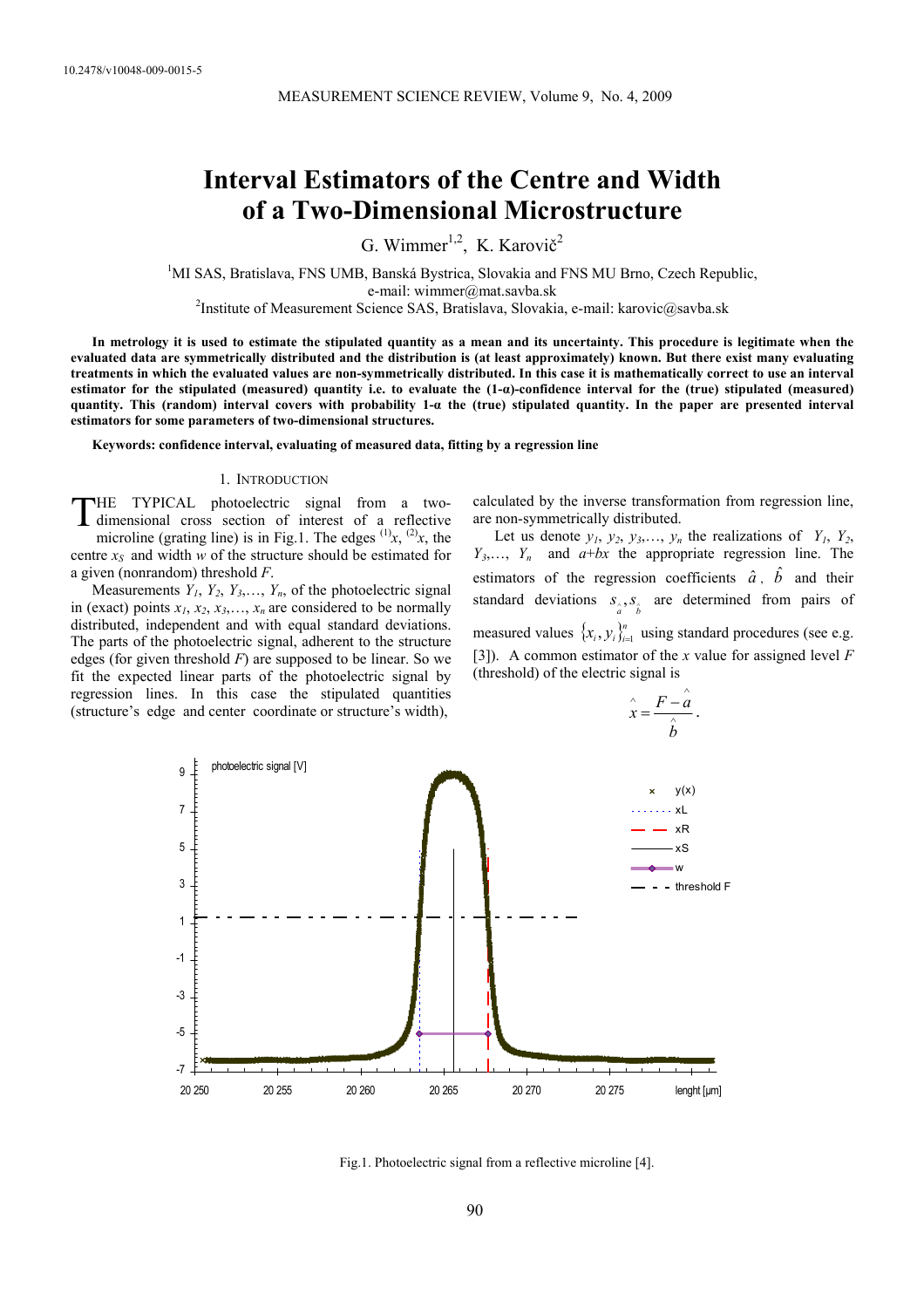10.2478/v10048-009-0015-5

# Interval Estimators of the Centre and Width of a Two-Dimensional Microstructure

G. Wimmer[1,2], K. Karovič[2]

[1]MI SAS, Bratislava, FNS UMB, Banská Bystrica, Slovakia and FNS MU Brno, Czech Republic, e-mail: wimmer@mat.savba.sk

[2]Institute of Measurement Science SAS, Bratislava, Slovakia, e-mail: karovic@savba.sk

**In metrology it is used to estimate the stipulated quantity as a mean and its uncertainty. This procedure is legitimate when the evaluated data are symmetrically distributed and the distribution is (at least approximately) known. But there exist many evaluating treatments in which the evaluated values are non-symmetrically distributed. In this case it is mathematically correct to use an interval estimator for the stipulated (measured) quantity i.e. to evaluate the (1-α)-confidence interval for the (true) stipulated (measured) quantity. This (random) interval covers with probability 1-α the (true) stipulated quantity. In the paper are presented interval estimators for some parameters of two-dimensional structures.**

**Keywords: confidence interval, evaluating of measured data, fitting by a regression line**

## 1. Introduction

The typical photoelectric signal from a two-dimensional cross section of interest of a reflective microline (grating line) is in Fig.1. The edges $^{(1)}x$, $^{(2)}x$, the centre $x_S$ and width $w$ of the structure should be estimated for a given (nonrandom) threshold $F$.

Measurements $Y_1, Y_2, Y_3,\ldots, Y_n$, of the photoelectric signal in (exact) points $x_1, x_2, x_3,\ldots, x_n$ are considered to be normally distributed, independent and with equal standard deviations. The parts of the photoelectric signal, adherent to the structure edges (for given threshold $F$) are supposed to be linear. So we fit the expected linear parts of the photoelectric signal by regression lines. In this case the stipulated quantities (structure's edge and center coordinate or structure's width), calculated by the inverse transformation from regression line, are non-symmetrically distributed.

Let us denote $y_1, y_2, y_3,\ldots, y_n$ the realizations of $Y_1, Y_2, Y_3,\ldots, Y_n$ and $a+bx$ the appropriate regression line. The estimators of the regression coefficients $\hat{a}$, $\hat{b}$ and their standard deviations $s_{\hat{a}}, s_{\hat{b}}$ are determined from pairs of measured values $\{x_i, y_i\}_{i=1}^{n}$ using standard procedures (see e.g. [3]). A common estimator of the $x$ value for assigned level $F$ (threshold) of the electric signal is

$$\hat{x} = \frac{F - \hat{a}}{\hat{b}}.$$

Fig.1. Photoelectric signal from a reflective microline [4].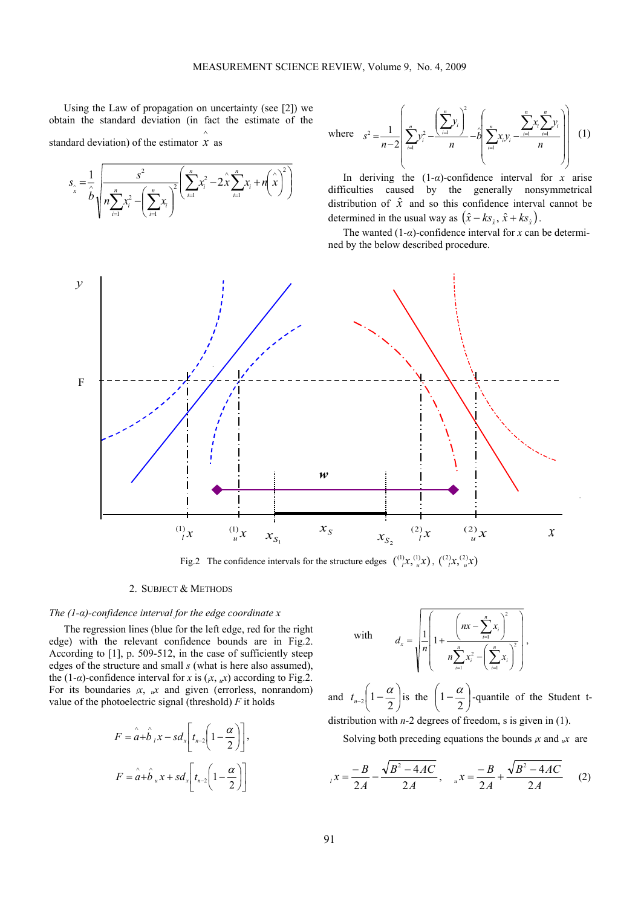Using the Law of propagation on uncertainty (see [2]) we obtain the standard deviation (in fact the estimate of the standard deviation) of the estimator $\hat{x}$ as

$$s_{\hat{x}} = \frac{1}{\hat{b}} \sqrt{\frac{s^2}{n\sum_{i=1}^{n} x_i^2 - \left(\sum_{i=1}^{n} x_i\right)^2} \left(\sum_{i=1}^{n} x_i^2 - 2\hat{x}\sum_{i=1}^{n} x_i + n\left(\hat{x}\right)^2\right)}$$

where
$$s^2 = \frac{1}{n-2}\left(\sum_{i=1}^{n} y_i^2 - \frac{\left(\sum_{i=1}^{n} y_i\right)^2}{n} - \hat{b}\left(\sum_{i=1}^{n} x_i y_i - \frac{\sum_{i=1}^{n} x_i \sum_{i=1}^{n} y_i}{n}\right)\right) \qquad (1)$$

In deriving the (1-$\alpha$)-confidence interval for $x$ arise difficulties caused by the generally nonsymmetrical distribution of $\hat{x}$ and so this confidence interval cannot be determined in the usual way as $\left(\hat{x} - ks_{\hat{x}}, \hat{x} + ks_{\hat{x}}\right)$.

The wanted (1-$\alpha$)-confidence interval for $x$ can be determined by the below described procedure.

Fig.2 The confidence intervals for the structure edges $\left({}^{(1)}_{l}x, {}^{(1)}_{u}x\right)$, $\left({}^{(2)}_{l}x, {}^{(2)}_{u}x\right)$

## 2. Subject & Methods

*The (1-α)-confidence interval for the edge coordinate x*

The regression lines (blue for the left edge, red for the right edge) with the relevant confidence bounds are in Fig.2. According to [1], p. 509-512, in the case of sufficiently steep edges of the structure and small $s$ (what is here also assumed), the (1-$\alpha$)-confidence interval for $x$ is $({}_{l}x, {}_{u}x)$ according to Fig.2. For its boundaries ${}_{l}x$, ${}_{u}x$ and given (errorless, nonrandom) value of the photoelectric signal (threshold) $F$ it holds

$$F = \hat{a} + \hat{b}\,{}_{l}x - sd_x\left[t_{n-2}\left(1-\frac{\alpha}{2}\right)\right],$$

$$F = \hat{a} + \hat{b}\,{}_{u}x + sd_x\left[t_{n-2}\left(1-\frac{\alpha}{2}\right)\right]$$

with
$$d_x = \sqrt{\frac{1}{n}\left(1 + \frac{\left(nx - \sum_{i=1}^{n} x_i\right)^2}{n\sum_{i=1}^{n} x_i^2 - \left(\sum_{i=1}^{n} x_i\right)^2}\right)},$$

and $t_{n-2}\left(1-\frac{\alpha}{2}\right)$ is the $\left(1-\frac{\alpha}{2}\right)$-quantile of the Student t-distribution with $n$-2 degrees of freedom, s is given in (1).

Solving both preceding equations the bounds ${}_{l}x$ and ${}_{u}x$ are

$${}_{l}x = \frac{-B}{2A} - \frac{\sqrt{B^2 - 4AC}}{2A}, \qquad {}_{u}x = \frac{-B}{2A} + \frac{\sqrt{B^2 - 4AC}}{2A} \qquad (2)$$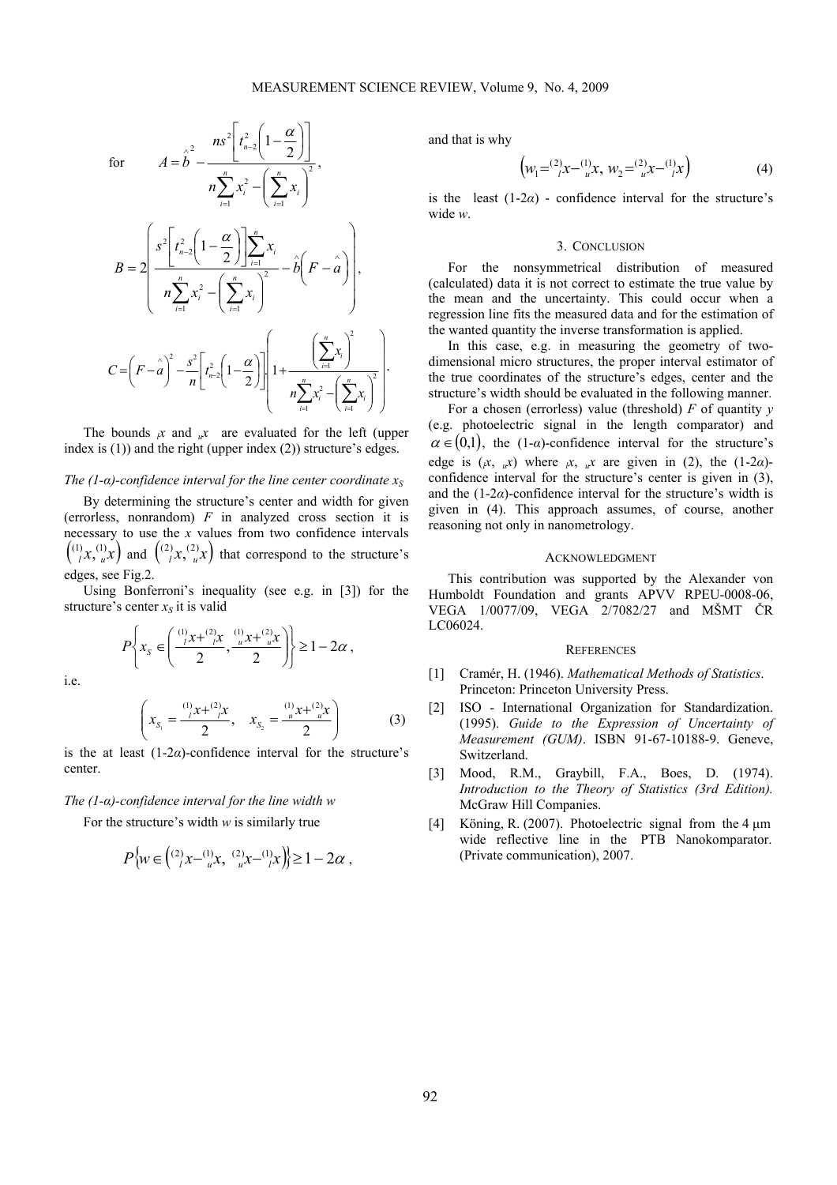for $$A = \hat{b}^2 - \frac{ns^2\left[t_{n-2}^2\left(1-\frac{\alpha}{2}\right)\right]}{n\sum_{i=1}^{n} x_i^2 - \left(\sum_{i=1}^{n} x_i\right)^2},$$

$$B = 2\left(\frac{s^2\left[t_{n-2}^2\left(1-\frac{\alpha}{2}\right)\right]\sum_{i=1}^{n} x_i}{n\sum_{i=1}^{n} x_i^2 - \left(\sum_{i=1}^{n} x_i\right)^2} - \hat{b}\left(F - \hat{a}\right)\right),$$

$$C = \left(F - \hat{a}\right)^2 - \frac{s^2}{n}\left[t_{n-2}^2\left(1-\frac{\alpha}{2}\right)\right]\left(1 + \frac{\left(\sum_{i=1}^{n} x_i\right)^2}{n\sum_{i=1}^{n} x_i^2 - \left(\sum_{i=1}^{n} x_i\right)^2}\right).$$

The bounds ${}_l x$ and ${}_u x$ are evaluated for the left (upper index is (1)) and the right (upper index (2)) structure's edges.

*The (1-α)-confidence interval for the line center coordinate $x_S$*

By determining the structure's center and width for given (errorless, nonrandom) $F$ in analyzed cross section it is necessary to use the $x$ values from two confidence intervals $\left({}^{(1)}_{l}x, {}^{(1)}_{u}x\right)$ and $\left({}^{(2)}_{l}x, {}^{(2)}_{u}x\right)$ that correspond to the structure's edges, see Fig.2.

Using Bonferroni's inequality (see e.g. in [3]) for the structure's center $x_S$ it is valid

$$P\left\{x_S \in \left(\frac{{}^{(1)}_{l}x + {}^{(2)}_{l}x}{2}, \frac{{}^{(1)}_{u}x + {}^{(2)}_{u}x}{2}\right)\right\} \geq 1 - 2\alpha,$$

i.e.

$$\left(x_{S_1} = \frac{{}^{(1)}_{l}x + {}^{(2)}_{l}x}{2}, \quad x_{S_2} = \frac{{}^{(1)}_{u}x + {}^{(2)}_{u}x}{2}\right) \tag{3}$$

is the at least (1-2*α*)-confidence interval for the structure's center.

*The (1-α)-confidence interval for the line width w*

For the structure's width $w$ is similarly true

$$P\left\{w \in \left({}^{(2)}_{l}x - {}^{(1)}_{u}x, \ {}^{(2)}_{u}x - {}^{(1)}_{l}x\right)\right\} \geq 1 - 2\alpha,$$

and that is why

$$\left(w_1 = {}^{(2)}_{l}x - {}^{(1)}_{u}x, \ w_2 = {}^{(2)}_{u}x - {}^{(1)}_{l}x\right) \tag{4}$$

is the least (1-2*α*) - confidence interval for the structure's wide $w$.

## 3. Conclusion

For the nonsymmetrical distribution of measured (calculated) data it is not correct to estimate the true value by the mean and the uncertainty. This could occur when a regression line fits the measured data and for the estimation of the wanted quantity the inverse transformation is applied.

In this case, e.g. in measuring the geometry of two-dimensional micro structures, the proper interval estimator of the true coordinates of the structure's edges, center and the structure's width should be evaluated in the following manner.

For a chosen (errorless) value (threshold) $F$ of quantity $y$ (e.g. photoelectric signal in the length comparator) and $\alpha \in (0,1)$, the (1-*α*)-confidence interval for the structure's edge is (${}_l x$, ${}_u x$) where ${}_l x$, ${}_u x$ are given in (2), the (1-2*α*)-confidence interval for the structure's center is given in (3), and the (1-2*α*)-confidence interval for the structure's width is given in (4). This approach assumes, of course, another reasoning not only in nanometrology.

## Acknowledgment

This contribution was supported by the Alexander von Humboldt Foundation and grants APVV RPEU-0008-06, VEGA 1/0077/09, VEGA 2/7082/27 and MŠMT ČR LC06024.

## References

[1] Cramér, H. (1946). *Mathematical Methods of Statistics*. Princeton: Princeton University Press.

[2] ISO - International Organization for Standardization. (1995). *Guide to the Expression of Uncertainty of Measurement (GUM)*. ISBN 91-67-10188-9. Geneve, Switzerland.

[3] Mood, R.M., Graybill, F.A., Boes, D. (1974). *Introduction to the Theory of Statistics (3rd Edition).* McGraw Hill Companies.

[4] Köning, R. (2007). Photoelectric signal from the 4 μm wide reflective line in the PTB Nanokomparator. (Private communication), 2007.